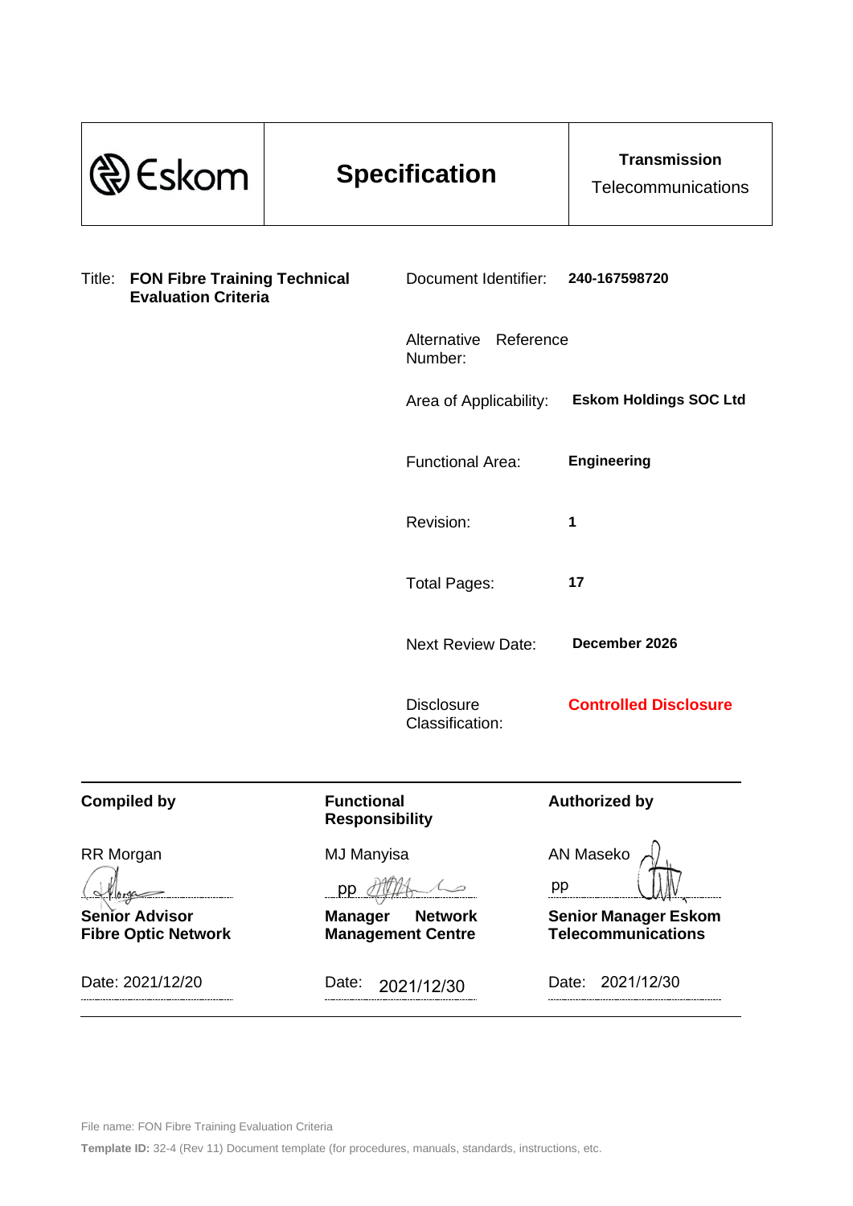| Eskom | **Specification** | **Transmission** Telecommunications |
|---|---|---|

Title: **FON Fibre Training Technical Evaluation Criteria**

| | |
|---|---|
| Document Identifier: | **240-167598720** |
| Alternative Reference Number: | |
| Area of Applicability: | **Eskom Holdings SOC Ltd** |
| Functional Area: | **Engineering** |
| Revision: | **1** |
| Total Pages: | **17** |
| Next Review Date: | **December 2026** |
| Disclosure Classification: | **Controlled Disclosure** |

| **Compiled by** | **Functional Responsibility** | **Authorized by** |
|---|---|---|
| RR Morgan | MJ Manyisa | AN Maseko |
| | pp | pp |
| **Senior Advisor Fibre Optic Network** | **Manager Network Management Centre** | **Senior Manager Eskom Telecommunications** |
| Date: 2021/12/20 | Date: 2021/12/30 | Date: 2021/12/30 |

File name: FON Fibre Training Evaluation Criteria

**Template ID:** 32-4 (Rev 11) Document template (for procedures, manuals, standards, instructions, etc.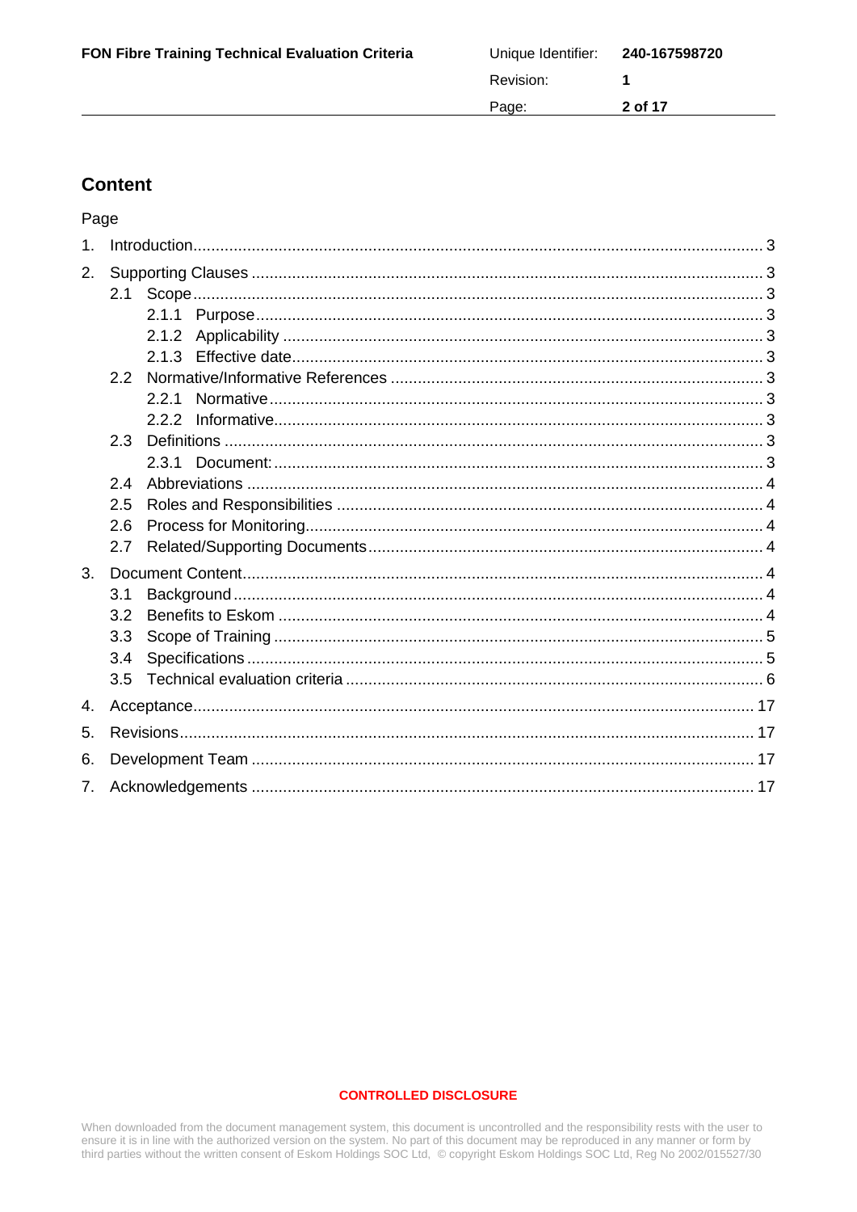## Content

Page

1. Introduction ..... 3
2. Supporting Clauses ..... 3
   - 2.1 Scope ..... 3
     - 2.1.1 Purpose ..... 3
     - 2.1.2 Applicability ..... 3
     - 2.1.3 Effective date ..... 3
   - 2.2 Normative/Informative References ..... 3
     - 2.2.1 Normative ..... 3
     - 2.2.2 Informative ..... 3
   - 2.3 Definitions ..... 3
     - 2.3.1 Document: ..... 3
   - 2.4 Abbreviations ..... 4
   - 2.5 Roles and Responsibilities ..... 4
   - 2.6 Process for Monitoring ..... 4
   - 2.7 Related/Supporting Documents ..... 4
3. Document Content ..... 4
   - 3.1 Background ..... 4
   - 3.2 Benefits to Eskom ..... 4
   - 3.3 Scope of Training ..... 5
   - 3.4 Specifications ..... 5
   - 3.5 Technical evaluation criteria ..... 6
4. Acceptance ..... 17
5. Revisions ..... 17
6. Development Team ..... 17
7. Acknowledgements ..... 17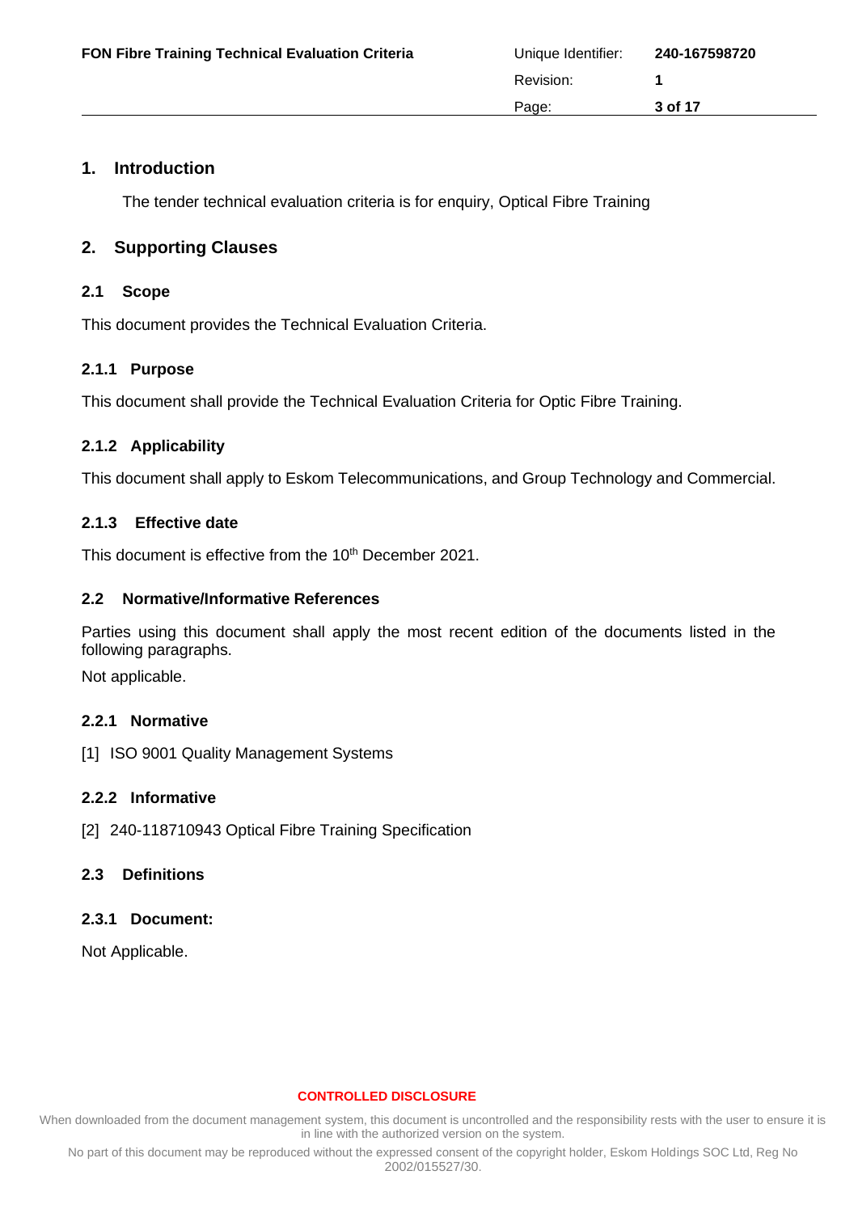## 1. Introduction

The tender technical evaluation criteria is for enquiry, Optical Fibre Training

## 2. Supporting Clauses

### 2.1 Scope

This document provides the Technical Evaluation Criteria.

#### 2.1.1 Purpose

This document shall provide the Technical Evaluation Criteria for Optic Fibre Training.

#### 2.1.2 Applicability

This document shall apply to Eskom Telecommunications, and Group Technology and Commercial.

#### 2.1.3 Effective date

This document is effective from the 10th December 2021.

### 2.2 Normative/Informative References

Parties using this document shall apply the most recent edition of the documents listed in the following paragraphs.

Not applicable.

#### 2.2.1 Normative

[1] ISO 9001 Quality Management Systems

#### 2.2.2 Informative

[2] 240-118710943 Optical Fibre Training Specification

### 2.3 Definitions

#### 2.3.1 Document:

Not Applicable.

**CONTROLLED DISCLOSURE**

When downloaded from the document management system, this document is uncontrolled and the responsibility rests with the user to ensure it is in line with the authorized version on the system.

No part of this document may be reproduced without the expressed consent of the copyright holder, Eskom Holdings SOC Ltd, Reg No 2002/015527/30.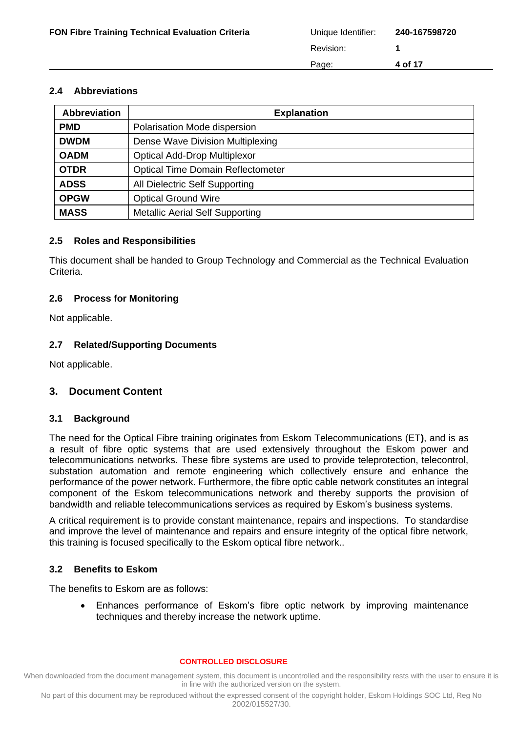### 2.4 Abbreviations

| Abbreviation | Explanation |
|---|---|
| **PMD** | Polarisation Mode dispersion |
| **DWDM** | Dense Wave Division Multiplexing |
| **OADM** | Optical Add-Drop Multiplexor |
| **OTDR** | Optical Time Domain Reflectometer |
| **ADSS** | All Dielectric Self Supporting |
| **OPGW** | Optical Ground Wire |
| **MASS** | Metallic Aerial Self Supporting |

### 2.5 Roles and Responsibilities

This document shall be handed to Group Technology and Commercial as the Technical Evaluation Criteria.

### 2.6 Process for Monitoring

Not applicable.

### 2.7 Related/Supporting Documents

Not applicable.

## 3. Document Content

### 3.1 Background

The need for the Optical Fibre training originates from Eskom Telecommunications (ET**)**, and is as a result of fibre optic systems that are used extensively throughout the Eskom power and telecommunications networks. These fibre systems are used to provide teleprotection, telecontrol, substation automation and remote engineering which collectively ensure and enhance the performance of the power network. Furthermore, the fibre optic cable network constitutes an integral component of the Eskom telecommunications network and thereby supports the provision of bandwidth and reliable telecommunications services as required by Eskom's business systems.

A critical requirement is to provide constant maintenance, repairs and inspections. To standardise and improve the level of maintenance and repairs and ensure integrity of the optical fibre network, this training is focused specifically to the Eskom optical fibre network..

### 3.2 Benefits to Eskom

The benefits to Eskom are as follows:

- Enhances performance of Eskom's fibre optic network by improving maintenance techniques and thereby increase the network uptime.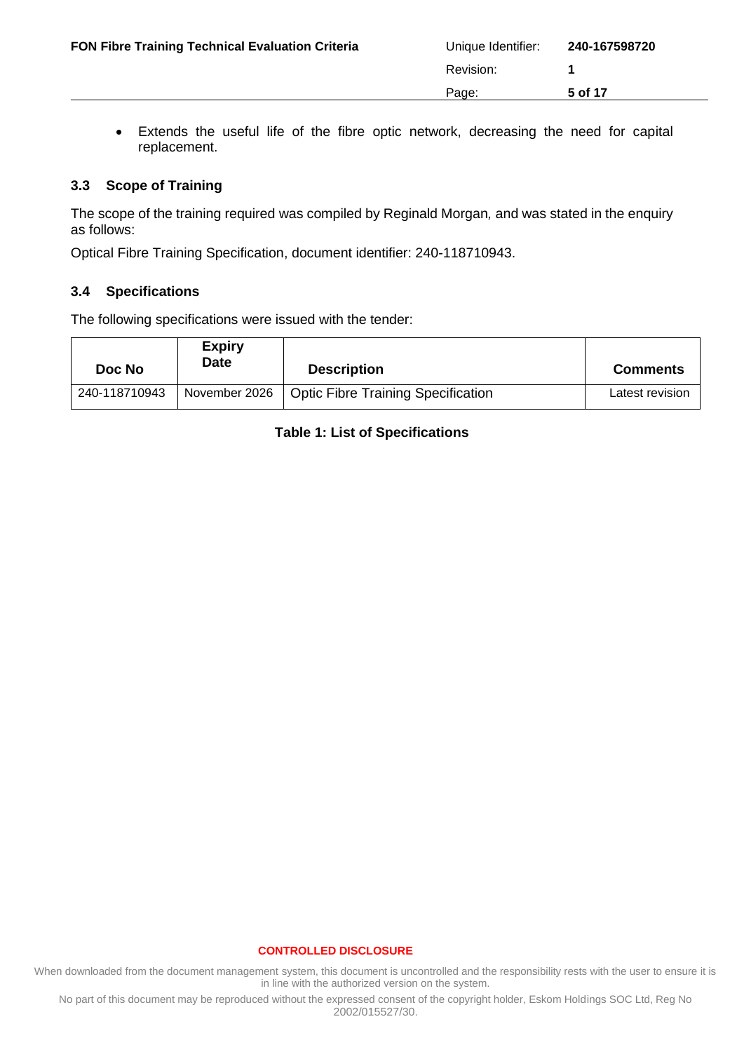- Extends the useful life of the fibre optic network, decreasing the need for capital replacement.

### 3.3 Scope of Training

The scope of the training required was compiled by Reginald Morgan, and was stated in the enquiry as follows:

Optical Fibre Training Specification, document identifier: 240-118710943.

### 3.4 Specifications

The following specifications were issued with the tender:

| Doc No | Expiry Date | Description | Comments |
|---|---|---|---|
| 240-118710943 | November 2026 | Optic Fibre Training Specification | Latest revision |

**Table 1: List of Specifications**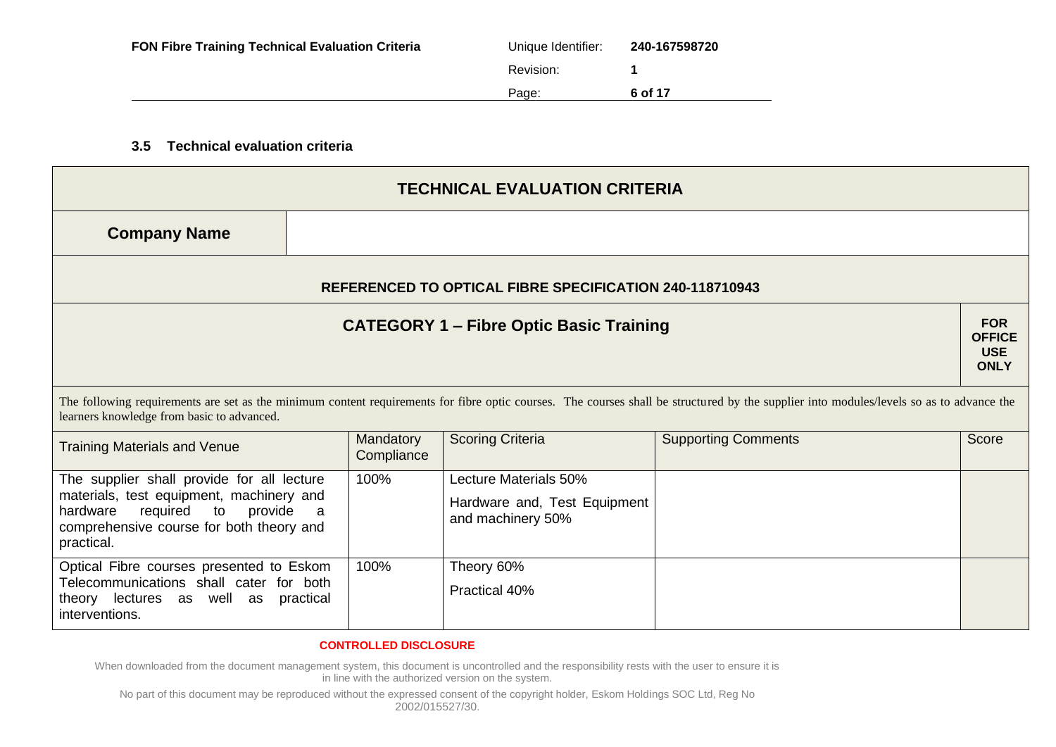### 3.5 Technical evaluation criteria

| TECHNICAL EVALUATION CRITERIA | | | | |
|---|---|---|---|---|
| **Company Name** | | | | |
| **REFERENCED TO OPTICAL FIBRE SPECIFICATION 240-118710943** | | | | |
| **CATEGORY 1 – Fibre Optic Basic Training** | | | | **FOR OFFICE USE ONLY** |
| The following requirements are set as the minimum content requirements for fibre optic courses. The courses shall be structured by the supplier into modules/levels so as to advance the learners knowledge from basic to advanced. | | | | |
| Training Materials and Venue | Mandatory Compliance | Scoring Criteria | Supporting Comments | Score |
| The supplier shall provide for all lecture materials, test equipment, machinery and hardware required to provide a comprehensive course for both theory and practical. | 100% | Lecture Materials 50%<br>Hardware and, Test Equipment and machinery 50% | | |
| Optical Fibre courses presented to Eskom Telecommunications shall cater for both theory lectures as well as practical interventions. | 100% | Theory 60%<br>Practical 40% | | |

**CONTROLLED DISCLOSURE**

When downloaded from the document management system, this document is uncontrolled and the responsibility rests with the user to ensure it is in line with the authorized version on the system.

No part of this document may be reproduced without the expressed consent of the copyright holder, Eskom Holdings SOC Ltd, Reg No 2002/015527/30.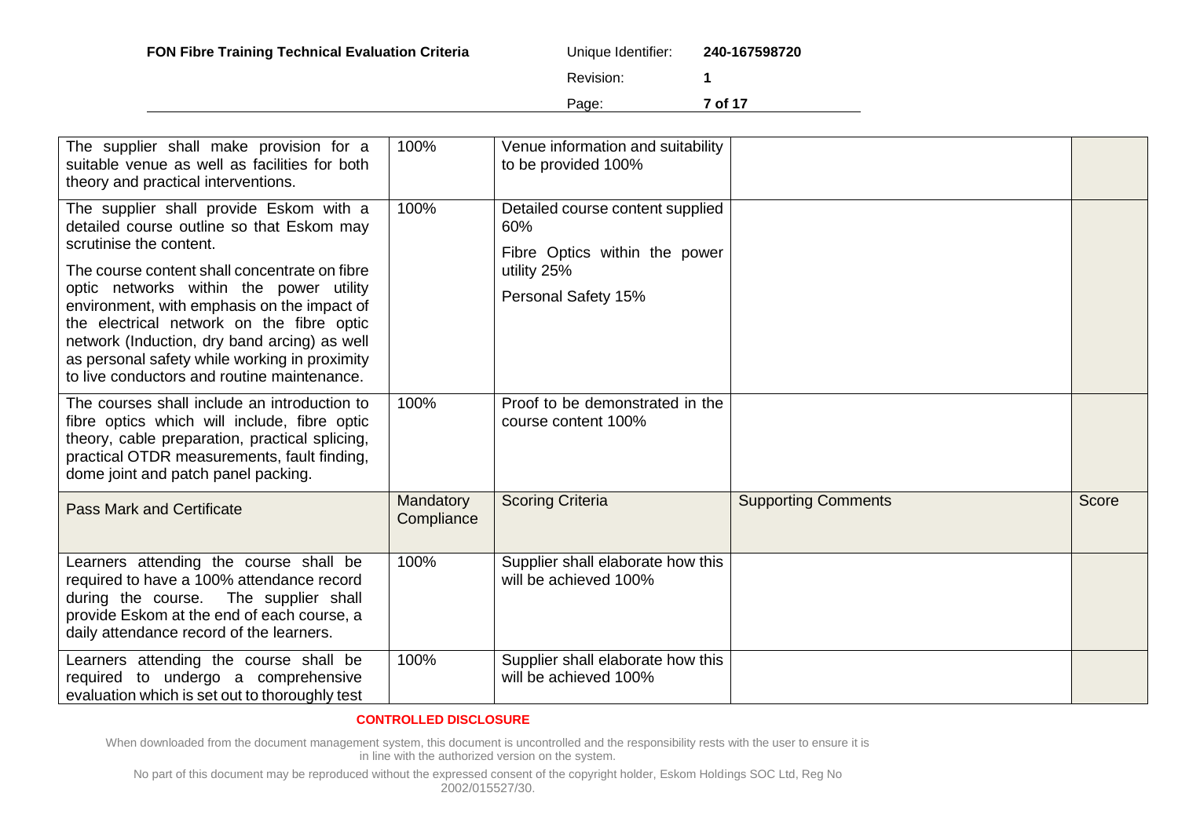| | | | | |
|---|---|---|---|---|
| The supplier shall make provision for a suitable venue as well as facilities for both theory and practical interventions. | 100% | Venue information and suitability to be provided 100% | | |
| The supplier shall provide Eskom with a detailed course outline so that Eskom may scrutinise the content.<br><br>The course content shall concentrate on fibre optic networks within the power utility environment, with emphasis on the impact of the electrical network on the fibre optic network (Induction, dry band arcing) as well as personal safety while working in proximity to live conductors and routine maintenance. | 100% | Detailed course content supplied 60%<br><br>Fibre Optics within the power utility 25%<br><br>Personal Safety 15% | | |
| The courses shall include an introduction to fibre optics which will include, fibre optic theory, cable preparation, practical splicing, practical OTDR measurements, fault finding, dome joint and patch panel packing. | 100% | Proof to be demonstrated in the course content 100% | | |
| Pass Mark and Certificate | Mandatory Compliance | Scoring Criteria | Supporting Comments | Score |
| Learners attending the course shall be required to have a 100% attendance record during the course. The supplier shall provide Eskom at the end of each course, a daily attendance record of the learners. | 100% | Supplier shall elaborate how this will be achieved 100% | | |
| Learners attending the course shall be required to undergo a comprehensive evaluation which is set out to thoroughly test | 100% | Supplier shall elaborate how this will be achieved 100% | | |

**CONTROLLED DISCLOSURE**

When downloaded from the document management system, this document is uncontrolled and the responsibility rests with the user to ensure it is in line with the authorized version on the system.

No part of this document may be reproduced without the expressed consent of the copyright holder, Eskom Holdings SOC Ltd, Reg No 2002/015527/30.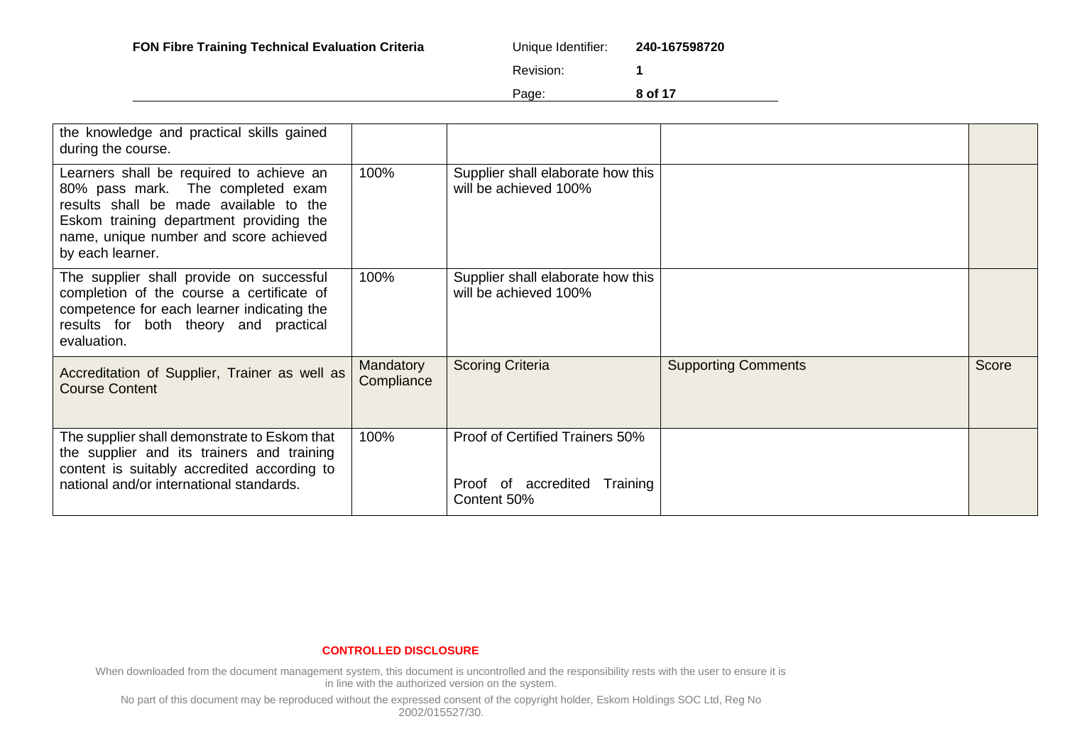| | | | | |
|---|---|---|---|---|
| the knowledge and practical skills gained during the course. | | | | |
| Learners shall be required to achieve an 80% pass mark. The completed exam results shall be made available to the Eskom training department providing the name, unique number and score achieved by each learner. | 100% | Supplier shall elaborate how this will be achieved 100% | | |
| The supplier shall provide on successful completion of the course a certificate of competence for each learner indicating the results for both theory and practical evaluation. | 100% | Supplier shall elaborate how this will be achieved 100% | | |
| Accreditation of Supplier, Trainer as well as Course Content | Mandatory Compliance | Scoring Criteria | Supporting Comments | Score |
| The supplier shall demonstrate to Eskom that the supplier and its trainers and training content is suitably accredited according to national and/or international standards. | 100% | Proof of Certified Trainers 50%<br><br>Proof of accredited Training Content 50% | | |

**CONTROLLED DISCLOSURE**

When downloaded from the document management system, this document is uncontrolled and the responsibility rests with the user to ensure it is in line with the authorized version on the system.

No part of this document may be reproduced without the expressed consent of the copyright holder, Eskom Holdings SOC Ltd, Reg No 2002/015527/30.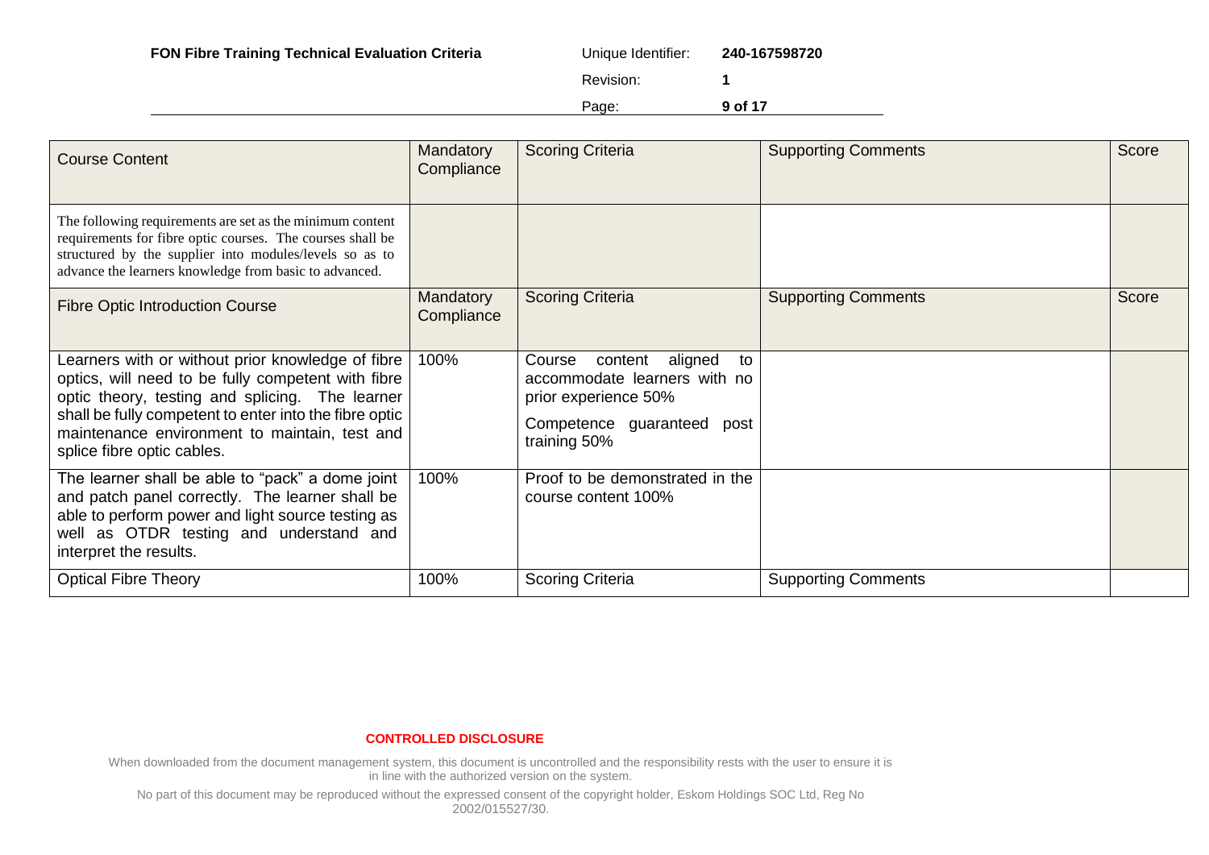| Course Content | Mandatory Compliance | Scoring Criteria | Supporting Comments | Score |
|---|---|---|---|---|
| The following requirements are set as the minimum content requirements for fibre optic courses. The courses shall be structured by the supplier into modules/levels so as to advance the learners knowledge from basic to advanced. | | | | |
| Fibre Optic Introduction Course | Mandatory Compliance | Scoring Criteria | Supporting Comments | Score |
| Learners with or without prior knowledge of fibre optics, will need to be fully competent with fibre optic theory, testing and splicing. The learner shall be fully competent to enter into the fibre optic maintenance environment to maintain, test and splice fibre optic cables. | 100% | Course content aligned to accommodate learners with no prior experience 50%<br><br>Competence guaranteed post training 50% | | |
| The learner shall be able to "pack" a dome joint and patch panel correctly. The learner shall be able to perform power and light source testing as well as OTDR testing and understand and interpret the results. | 100% | Proof to be demonstrated in the course content 100% | | |
| Optical Fibre Theory | 100% | Scoring Criteria | Supporting Comments | |

**CONTROLLED DISCLOSURE**

When downloaded from the document management system, this document is uncontrolled and the responsibility rests with the user to ensure it is in line with the authorized version on the system.

No part of this document may be reproduced without the expressed consent of the copyright holder, Eskom Holdings SOC Ltd, Reg No 2002/015527/30.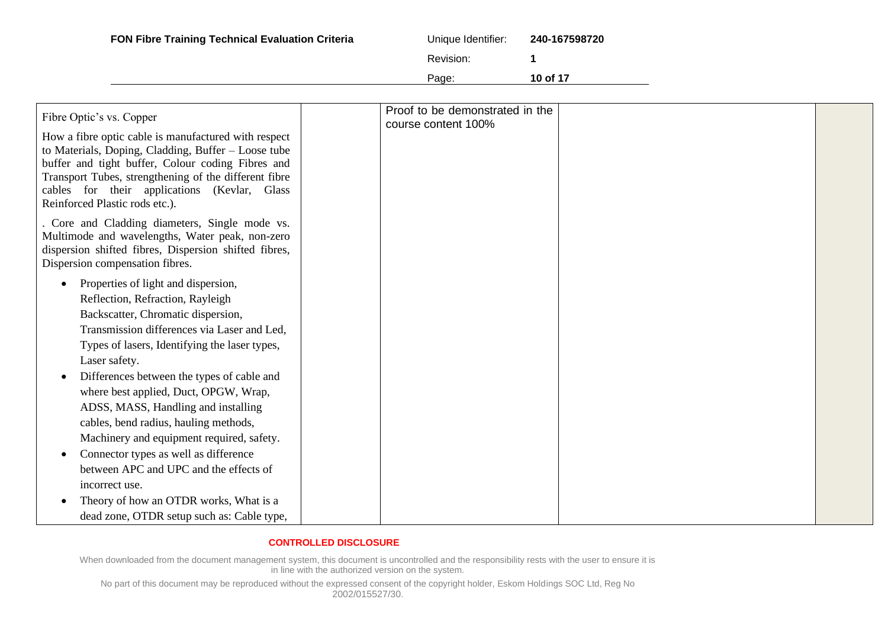| | | | | |
|---|---|---|---|---|
| Fibre Optic's vs. Copper<br><br>How a fibre optic cable is manufactured with respect to Materials, Doping, Cladding, Buffer – Loose tube buffer and tight buffer, Colour coding Fibres and Transport Tubes, strengthening of the different fibre cables for their applications (Kevlar, Glass Reinforced Plastic rods etc.).<br><br>. Core and Cladding diameters, Single mode vs. Multimode and wavelengths, Water peak, non-zero dispersion shifted fibres, Dispersion shifted fibres, Dispersion compensation fibres.<br><br>• Properties of light and dispersion, Reflection, Refraction, Rayleigh Backscatter, Chromatic dispersion, Transmission differences via Laser and Led, Types of lasers, Identifying the laser types, Laser safety.<br>• Differences between the types of cable and where best applied, Duct, OPGW, Wrap, ADSS, MASS, Handling and installing cables, bend radius, hauling methods, Machinery and equipment required, safety.<br>• Connector types as well as difference between APC and UPC and the effects of incorrect use.<br>• Theory of how an OTDR works, What is a dead zone, OTDR setup such as: Cable type, | | Proof to be demonstrated in the course content 100% | | |

**CONTROLLED DISCLOSURE**

When downloaded from the document management system, this document is uncontrolled and the responsibility rests with the user to ensure it is in line with the authorized version on the system.

No part of this document may be reproduced without the expressed consent of the copyright holder, Eskom Holdings SOC Ltd, Reg No 2002/015527/30.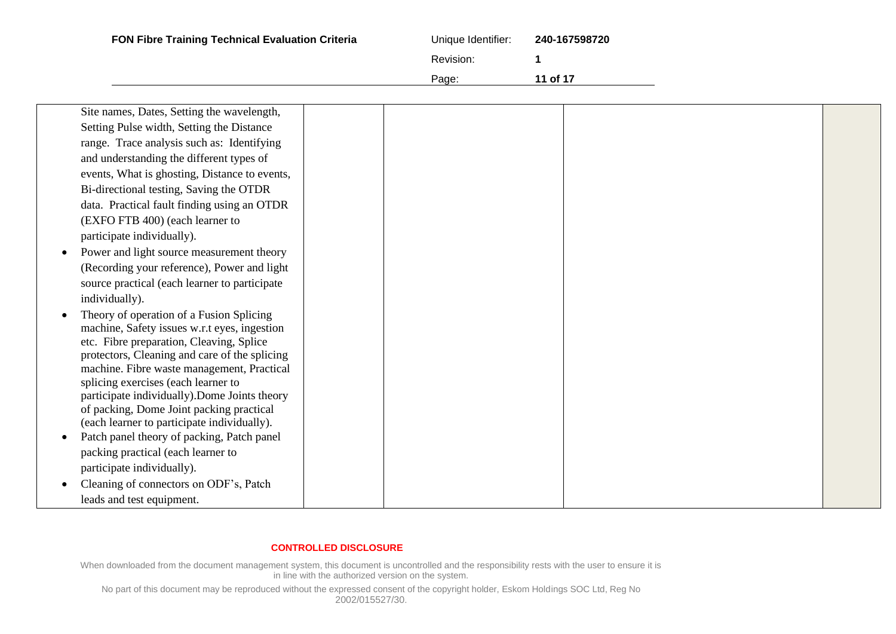| | | | | |
|---|---|---|---|---|
| Site names, Dates, Setting the wavelength, Setting Pulse width, Setting the Distance range. Trace analysis such as: Identifying and understanding the different types of events, What is ghosting, Distance to events, Bi-directional testing, Saving the OTDR data. Practical fault finding using an OTDR (EXFO FTB 400) (each learner to participate individually).<br>• Power and light source measurement theory (Recording your reference), Power and light source practical (each learner to participate individually).<br>• Theory of operation of a Fusion Splicing machine, Safety issues w.r.t eyes, ingestion etc. Fibre preparation, Cleaving, Splice protectors, Cleaning and care of the splicing machine. Fibre waste management, Practical splicing exercises (each learner to participate individually).Dome Joints theory of packing, Dome Joint packing practical (each learner to participate individually).<br>• Patch panel theory of packing, Patch panel packing practical (each learner to participate individually).<br>• Cleaning of connectors on ODF's, Patch leads and test equipment. | | | | |

**CONTROLLED DISCLOSURE**

When downloaded from the document management system, this document is uncontrolled and the responsibility rests with the user to ensure it is in line with the authorized version on the system.

No part of this document may be reproduced without the expressed consent of the copyright holder, Eskom Holdings SOC Ltd, Reg No 2002/015527/30.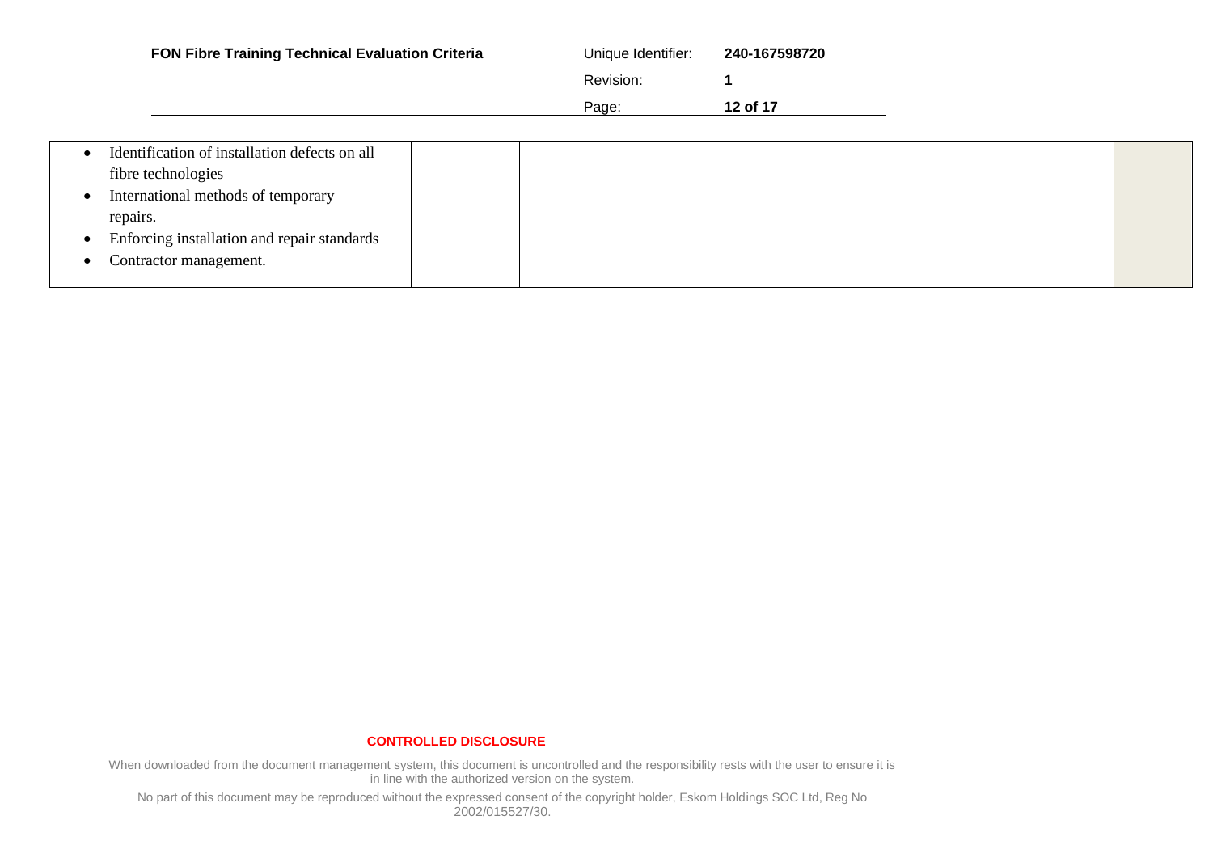| | | | | |
|---|---|---|---|---|
| • Identification of installation defects on all fibre technologies<br>• International methods of temporary repairs.<br>• Enforcing installation and repair standards<br>• Contractor management. | | | | |

**CONTROLLED DISCLOSURE**

When downloaded from the document management system, this document is uncontrolled and the responsibility rests with the user to ensure it is in line with the authorized version on the system.

No part of this document may be reproduced without the expressed consent of the copyright holder, Eskom Holdings SOC Ltd, Reg No 2002/015527/30.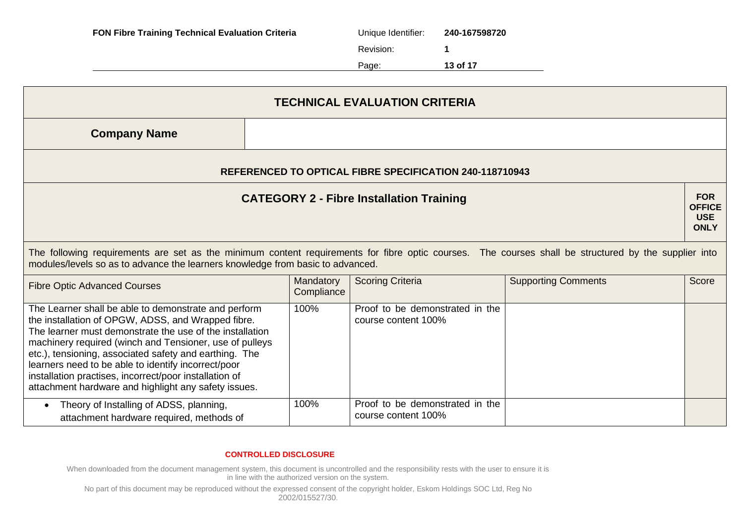| TECHNICAL EVALUATION CRITERIA | | | | |
|---|---|---|---|---|
| **Company Name** | | | | |
| **REFERENCED TO OPTICAL FIBRE SPECIFICATION 240-118710943** | | | | |
| **CATEGORY 2 - Fibre Installation Training** | | | | **FOR OFFICE USE ONLY** |
| The following requirements are set as the minimum content requirements for fibre optic courses. The courses shall be structured by the supplier into modules/levels so as to advance the learners knowledge from basic to advanced. | | | | |
| Fibre Optic Advanced Courses | Mandatory Compliance | Scoring Criteria | Supporting Comments | Score |
| The Learner shall be able to demonstrate and perform the installation of OPGW, ADSS, and Wrapped fibre. The learner must demonstrate the use of the installation machinery required (winch and Tensioner, use of pulleys etc.), tensioning, associated safety and earthing. The learners need to be able to identify incorrect/poor installation practises, incorrect/poor installation of attachment hardware and highlight any safety issues. | 100% | Proof to be demonstrated in the course content 100% | | |
| • Theory of Installing of ADSS, planning, attachment hardware required, methods of | 100% | Proof to be demonstrated in the course content 100% | | |

**CONTROLLED DISCLOSURE**

When downloaded from the document management system, this document is uncontrolled and the responsibility rests with the user to ensure it is in line with the authorized version on the system.

No part of this document may be reproduced without the expressed consent of the copyright holder, Eskom Holdings SOC Ltd, Reg No 2002/015527/30.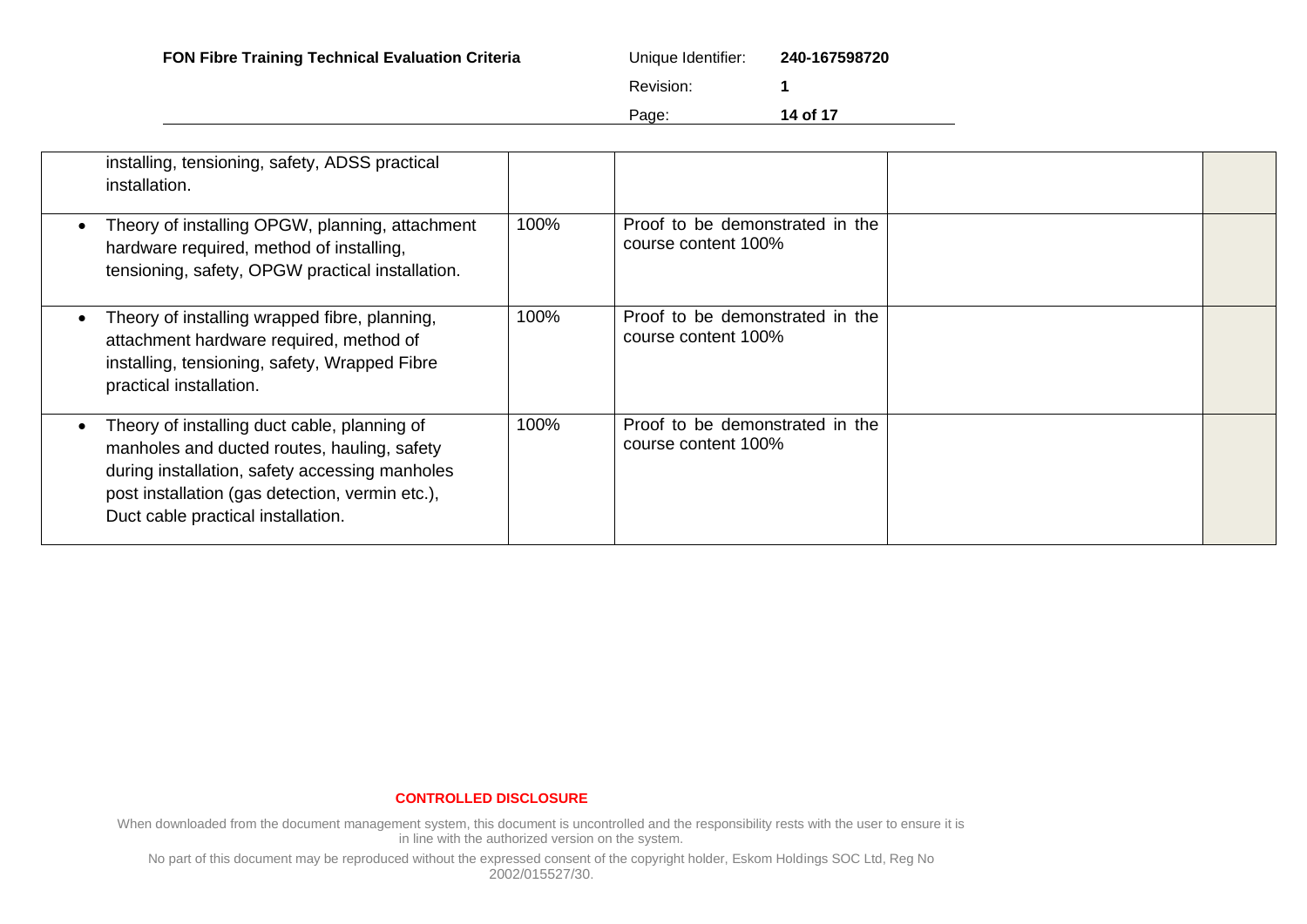| | | | | |
|---|---|---|---|---|
| installing, tensioning, safety, ADSS practical installation. | | | | |
| • Theory of installing OPGW, planning, attachment hardware required, method of installing, tensioning, safety, OPGW practical installation. | 100% | Proof to be demonstrated in the course content 100% | | |
| • Theory of installing wrapped fibre, planning, attachment hardware required, method of installing, tensioning, safety, Wrapped Fibre practical installation. | 100% | Proof to be demonstrated in the course content 100% | | |
| • Theory of installing duct cable, planning of manholes and ducted routes, hauling, safety during installation, safety accessing manholes post installation (gas detection, vermin etc.), Duct cable practical installation. | 100% | Proof to be demonstrated in the course content 100% | | |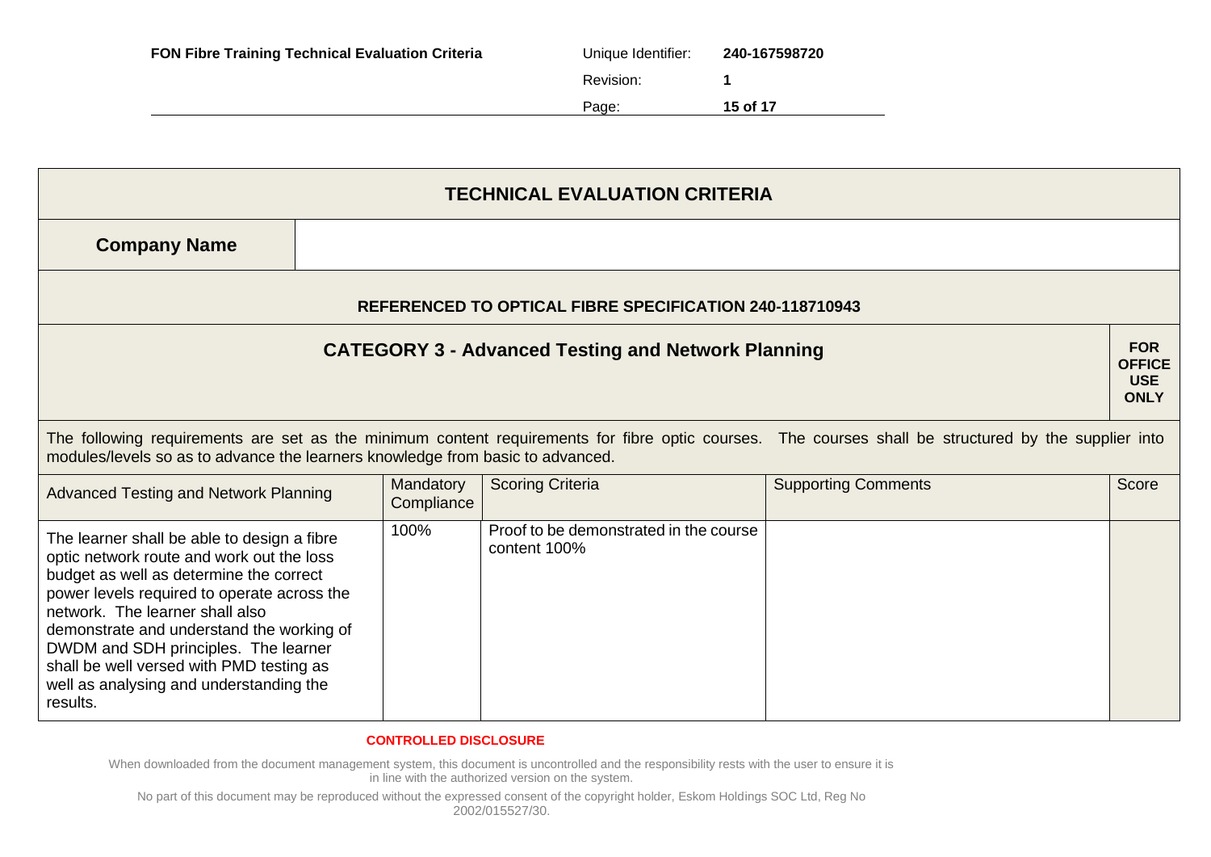## TECHNICAL EVALUATION CRITERIA

| **Company Name** | |
|---|---|

**REFERENCED TO OPTICAL FIBRE SPECIFICATION 240-118710943**

### CATEGORY 3 - Advanced Testing and Network Planning

**FOR OFFICE USE ONLY**

The following requirements are set as the minimum content requirements for fibre optic courses. The courses shall be structured by the supplier into modules/levels so as to advance the learners knowledge from basic to advanced.

| Advanced Testing and Network Planning | Mandatory Compliance | Scoring Criteria | Supporting Comments | Score |
|---|---|---|---|---|
| The learner shall be able to design a fibre optic network route and work out the loss budget as well as determine the correct power levels required to operate across the network. The learner shall also demonstrate and understand the working of DWDM and SDH principles. The learner shall be well versed with PMD testing as well as analysing and understanding the results. | 100% | Proof to be demonstrated in the course content 100% | | |

**CONTROLLED DISCLOSURE**

When downloaded from the document management system, this document is uncontrolled and the responsibility rests with the user to ensure it is in line with the authorized version on the system.

No part of this document may be reproduced without the expressed consent of the copyright holder, Eskom Holdings SOC Ltd, Reg No 2002/015527/30.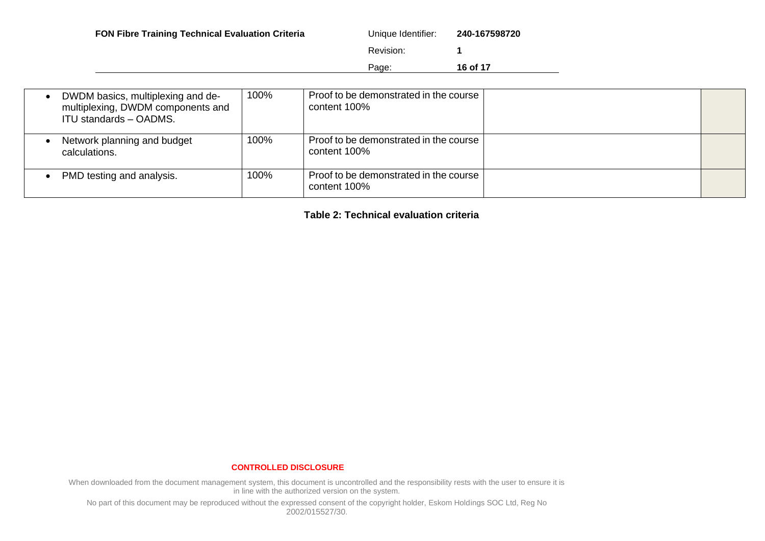|  |  |  |  |  |
|---|---|---|---|---|
| • DWDM basics, multiplexing and de-multiplexing, DWDM components and ITU standards – OADMS. | 100% | Proof to be demonstrated in the course content 100% |  |  |
| • Network planning and budget calculations. | 100% | Proof to be demonstrated in the course content 100% |  |  |
| • PMD testing and analysis. | 100% | Proof to be demonstrated in the course content 100% |  |  |

**Table 2: Technical evaluation criteria**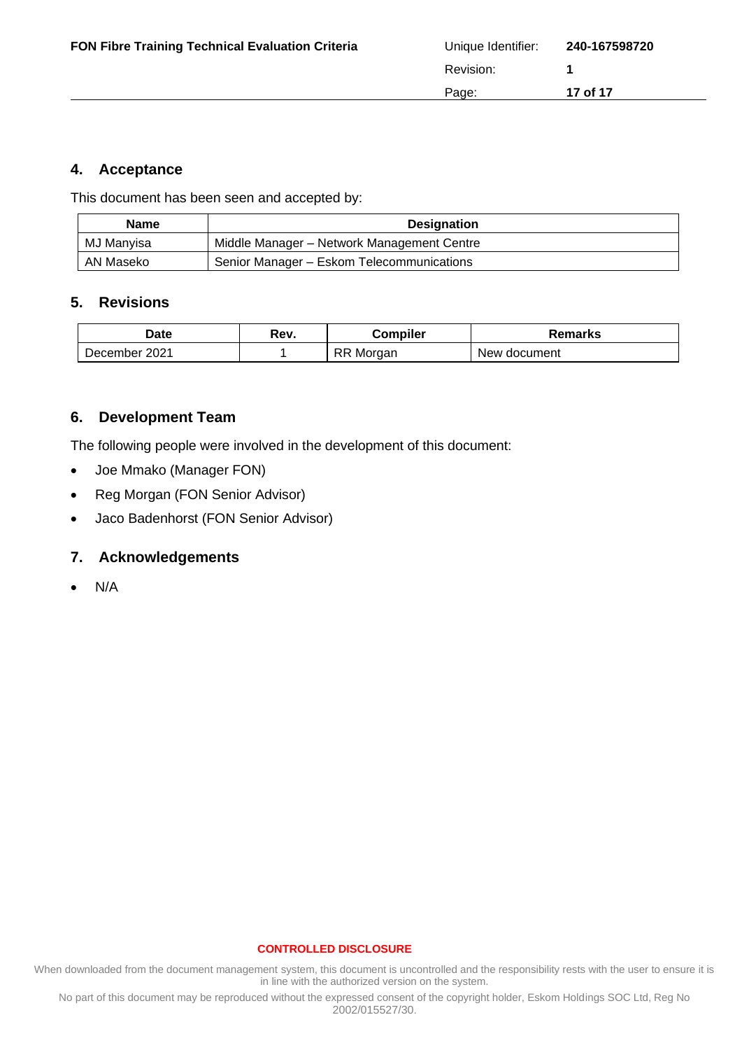## 4. Acceptance

This document has been seen and accepted by:

| Name | Designation |
|---|---|
| MJ Manyisa | Middle Manager – Network Management Centre |
| AN Maseko | Senior Manager – Eskom Telecommunications |

## 5. Revisions

| Date | Rev. | Compiler | Remarks |
|---|---|---|---|
| December 2021 | 1 | RR Morgan | New document |

## 6. Development Team

The following people were involved in the development of this document:

- Joe Mmako (Manager FON)
- Reg Morgan (FON Senior Advisor)
- Jaco Badenhorst (FON Senior Advisor)

## 7. Acknowledgements

- N/A